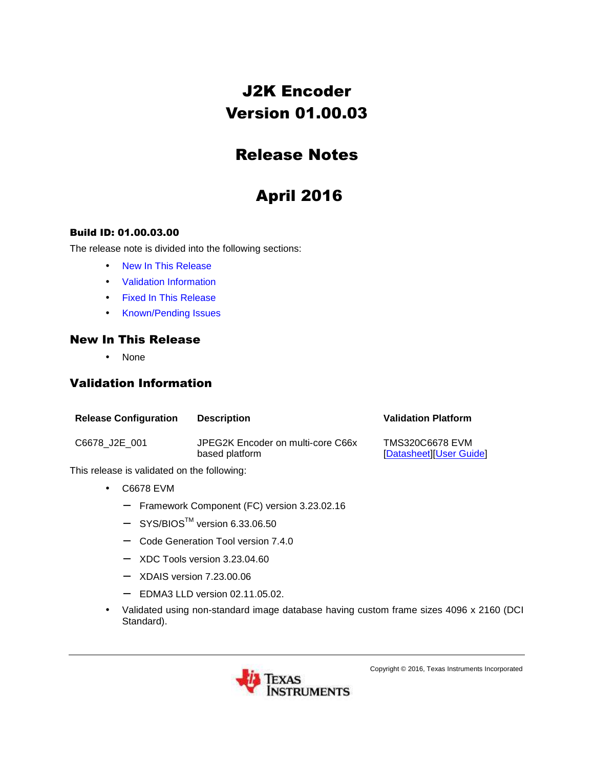# J2K Encoder Version 01.00.03

# Release Notes

# April 2016

**Build ID: 01.00.03.00**

The release note is divided into the following sections:

- New In This Release
- Validation Information
- Fixed In This Release
- Known/Pending Issues

## New In This Release

- None

## Validation Information

| Release Configuration | Description | Validation Platform |
|---|---|---|
| C6678_J2E_001 | JPEG2K Encoder on multi-core C66x based platform | TMS320C6678 EVM [Datasheet][User Guide] |

This release is validated on the following:

- C6678 EVM
  - Framework Component (FC) version 3.23.02.16
  - SYS/BIOS™ version 6.33.06.50
  - Code Generation Tool version 7.4.0
  - XDC Tools version 3.23.04.60
  - XDAIS version 7.23.00.06
  - EDMA3 LLD version 02.11.05.02.
- Validated using non-standard image database having custom frame sizes 4096 x 2160 (DCI Standard).

Copyright © 2016, Texas Instruments Incorporated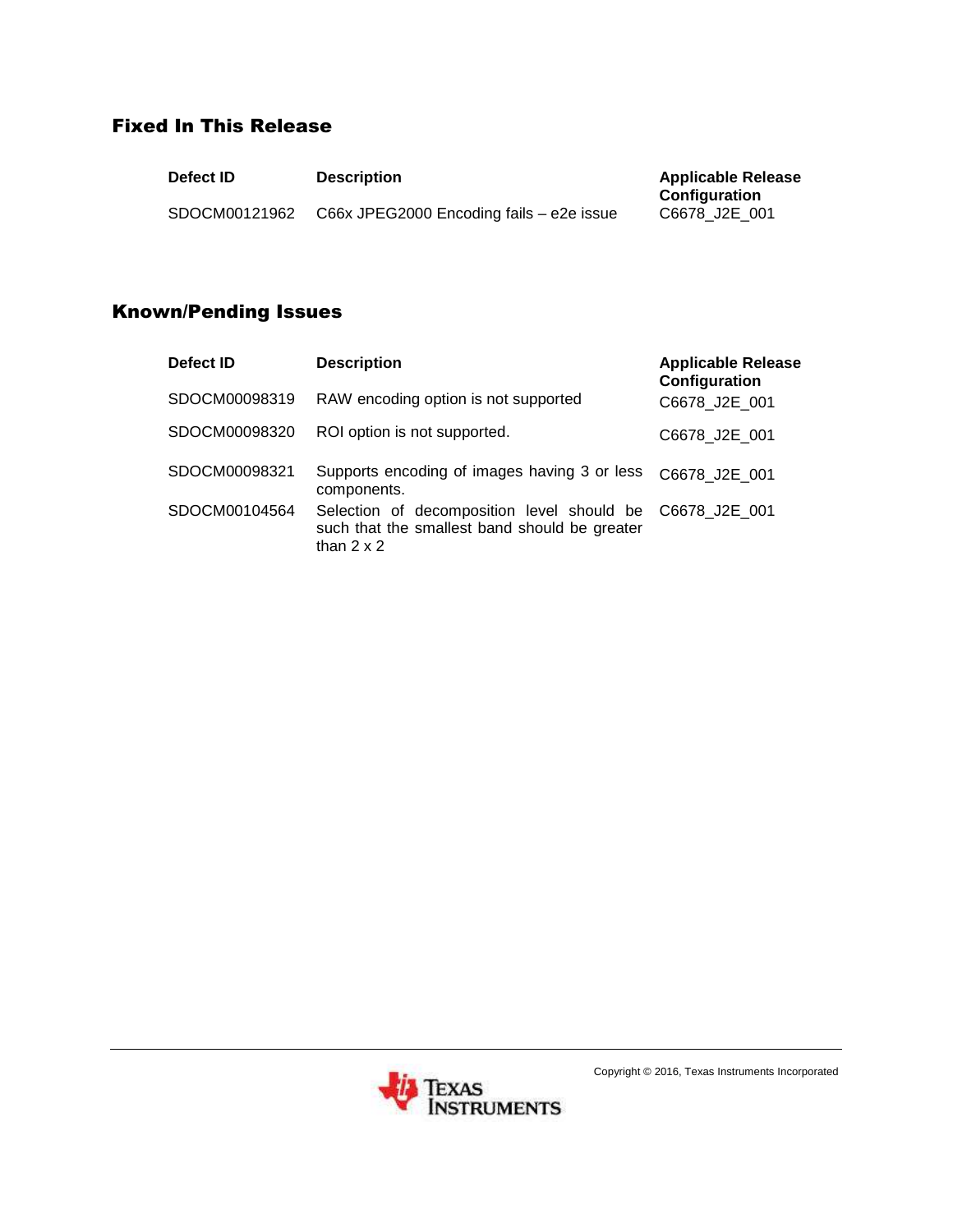## Fixed In This Release

| Defect ID | Description | Applicable Release Configuration |
|---|---|---|
| SDOCM00121962 | C66x JPEG2000 Encoding fails – e2e issue | C6678_J2E_001 |

## Known/Pending Issues

| Defect ID | Description | Applicable Release Configuration |
|---|---|---|
| SDOCM00098319 | RAW encoding option is not supported | C6678_J2E_001 |
| SDOCM00098320 | ROI option is not supported. | C6678_J2E_001 |
| SDOCM00098321 | Supports encoding of images having 3 or less components. | C6678_J2E_001 |
| SDOCM00104564 | Selection of decomposition level should be such that the smallest band should be greater than 2 x 2 | C6678_J2E_001 |

Copyright © 2016, Texas Instruments Incorporated